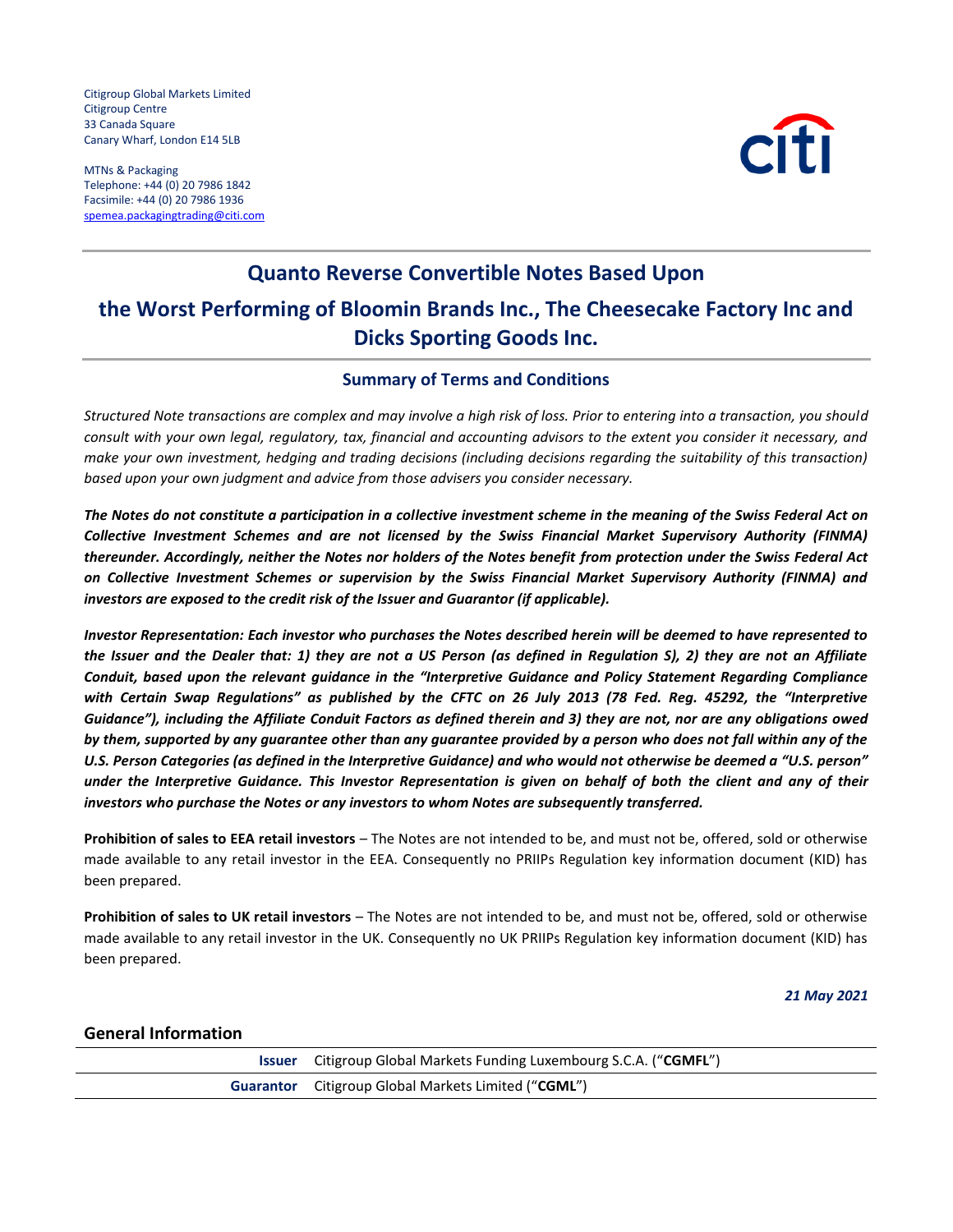Citigroup Global Markets Limited
Citigroup Centre
33 Canada Square
Canary Wharf, London E14 5LB

MTNs & Packaging
Telephone: +44 (0) 20 7986 1842
Facsimile: +44 (0) 20 7986 1936
spemea.packagingtrading@citi.com

# Quanto Reverse Convertible Notes Based Upon the Worst Performing of Bloomin Brands Inc., The Cheesecake Factory Inc and Dicks Sporting Goods Inc.

## Summary of Terms and Conditions

*Structured Note transactions are complex and may involve a high risk of loss. Prior to entering into a transaction, you should consult with your own legal, regulatory, tax, financial and accounting advisors to the extent you consider it necessary, and make your own investment, hedging and trading decisions (including decisions regarding the suitability of this transaction) based upon your own judgment and advice from those advisers you consider necessary.*

***The Notes do not constitute a participation in a collective investment scheme in the meaning of the Swiss Federal Act on Collective Investment Schemes and are not licensed by the Swiss Financial Market Supervisory Authority (FINMA) thereunder. Accordingly, neither the Notes nor holders of the Notes benefit from protection under the Swiss Federal Act on Collective Investment Schemes or supervision by the Swiss Financial Market Supervisory Authority (FINMA) and investors are exposed to the credit risk of the Issuer and Guarantor (if applicable).***

***Investor Representation: Each investor who purchases the Notes described herein will be deemed to have represented to the Issuer and the Dealer that: 1) they are not a US Person (as defined in Regulation S), 2) they are not an Affiliate Conduit, based upon the relevant guidance in the "Interpretive Guidance and Policy Statement Regarding Compliance with Certain Swap Regulations" as published by the CFTC on 26 July 2013 (78 Fed. Reg. 45292, the "Interpretive Guidance"), including the Affiliate Conduit Factors as defined therein and 3) they are not, nor are any obligations owed by them, supported by any guarantee other than any guarantee provided by a person who does not fall within any of the U.S. Person Categories (as defined in the Interpretive Guidance) and who would not otherwise be deemed a "U.S. person" under the Interpretive Guidance. This Investor Representation is given on behalf of both the client and any of their investors who purchase the Notes or any investors to whom Notes are subsequently transferred.***

**Prohibition of sales to EEA retail investors** – The Notes are not intended to be, and must not be, offered, sold or otherwise made available to any retail investor in the EEA. Consequently no PRIIPs Regulation key information document (KID) has been prepared.

**Prohibition of sales to UK retail investors** – The Notes are not intended to be, and must not be, offered, sold or otherwise made available to any retail investor in the UK. Consequently no UK PRIIPs Regulation key information document (KID) has been prepared.

***21 May 2021***

## General Information

| | |
|---|---|
| **Issuer** | Citigroup Global Markets Funding Luxembourg S.C.A. ("**CGMFL**") |
| **Guarantor** | Citigroup Global Markets Limited ("**CGML**") |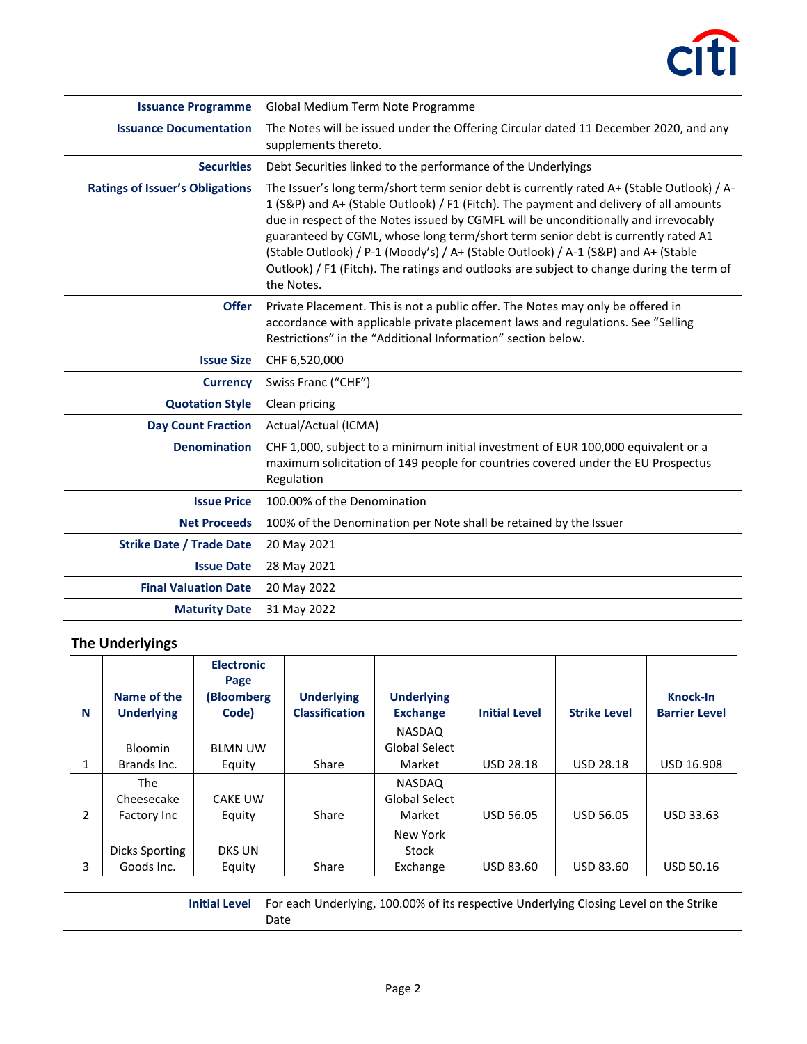| | |
|---|---|
| **Issuance Programme** | Global Medium Term Note Programme |
| **Issuance Documentation** | The Notes will be issued under the Offering Circular dated 11 December 2020, and any supplements thereto. |
| **Securities** | Debt Securities linked to the performance of the Underlyings |
| **Ratings of Issuer's Obligations** | The Issuer's long term/short term senior debt is currently rated A+ (Stable Outlook) / A-1 (S&P) and A+ (Stable Outlook) / F1 (Fitch). The payment and delivery of all amounts due in respect of the Notes issued by CGMFL will be unconditionally and irrevocably guaranteed by CGML, whose long term/short term senior debt is currently rated A1 (Stable Outlook) / P-1 (Moody's) / A+ (Stable Outlook) / A-1 (S&P) and A+ (Stable Outlook) / F1 (Fitch). The ratings and outlooks are subject to change during the term of the Notes. |
| **Offer** | Private Placement. This is not a public offer. The Notes may only be offered in accordance with applicable private placement laws and regulations. See "Selling Restrictions" in the "Additional Information" section below. |
| **Issue Size** | CHF 6,520,000 |
| **Currency** | Swiss Franc ("CHF") |
| **Quotation Style** | Clean pricing |
| **Day Count Fraction** | Actual/Actual (ICMA) |
| **Denomination** | CHF 1,000, subject to a minimum initial investment of EUR 100,000 equivalent or a maximum solicitation of 149 people for countries covered under the EU Prospectus Regulation |
| **Issue Price** | 100.00% of the Denomination |
| **Net Proceeds** | 100% of the Denomination per Note shall be retained by the Issuer |
| **Strike Date / Trade Date** | 20 May 2021 |
| **Issue Date** | 28 May 2021 |
| **Final Valuation Date** | 20 May 2022 |
| **Maturity Date** | 31 May 2022 |

## The Underlyings

| N | Name of the Underlying | Electronic Page (Bloomberg Code) | Underlying Classification | Underlying Exchange | Initial Level | Strike Level | Knock-In Barrier Level |
|---|---|---|---|---|---|---|---|
| 1 | Bloomin Brands Inc. | BLMN UW Equity | Share | NASDAQ Global Select Market | USD 28.18 | USD 28.18 | USD 16.908 |
| 2 | The Cheesecake Factory Inc | CAKE UW Equity | Share | NASDAQ Global Select Market | USD 56.05 | USD 56.05 | USD 33.63 |
| 3 | Dicks Sporting Goods Inc. | DKS UN Equity | Share | New York Stock Exchange | USD 83.60 | USD 83.60 | USD 50.16 |

| | |
|---|---|
| **Initial Level** | For each Underlying, 100.00% of its respective Underlying Closing Level on the Strike Date |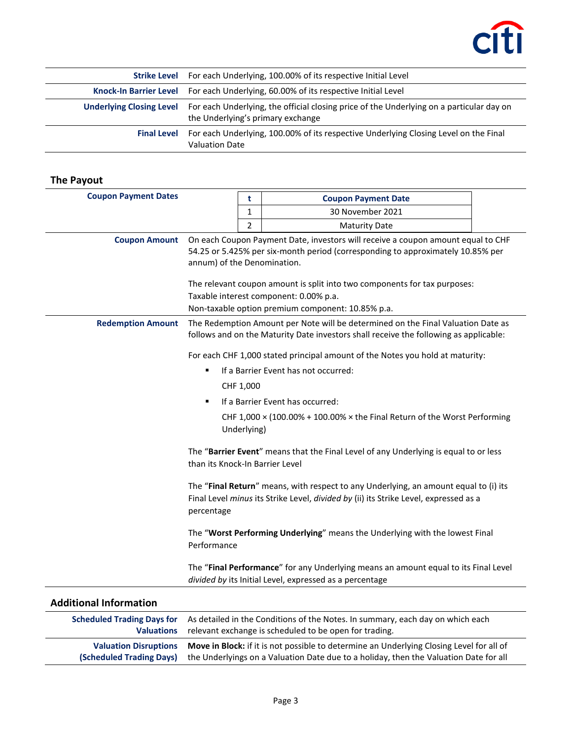| | |
|---|---|
| **Strike Level** | For each Underlying, 100.00% of its respective Initial Level |
| **Knock-In Barrier Level** | For each Underlying, 60.00% of its respective Initial Level |
| **Underlying Closing Level** | For each Underlying, the official closing price of the Underlying on a particular day on the Underlying's primary exchange |
| **Final Level** | For each Underlying, 100.00% of its respective Underlying Closing Level on the Final Valuation Date |

## The Payout

**Coupon Payment Dates**

| t | Coupon Payment Date |
|---|---|
| 1 | 30 November 2021 |
| 2 | Maturity Date |

**Coupon Amount**

On each Coupon Payment Date, investors will receive a coupon amount equal to CHF 54.25 or 5.425% per six-month period (corresponding to approximately 10.85% per annum) of the Denomination.

The relevant coupon amount is split into two components for tax purposes:
Taxable interest component: 0.00% p.a.
Non-taxable option premium component: 10.85% p.a.

**Redemption Amount**

The Redemption Amount per Note will be determined on the Final Valuation Date as follows and on the Maturity Date investors shall receive the following as applicable:

For each CHF 1,000 stated principal amount of the Notes you hold at maturity:

- If a Barrier Event has not occurred:

  CHF 1,000

- If a Barrier Event has occurred:

  CHF 1,000 × (100.00% + 100.00% × the Final Return of the Worst Performing Underlying)

The "**Barrier Event**" means that the Final Level of any Underlying is equal to or less than its Knock-In Barrier Level

The "**Final Return**" means, with respect to any Underlying, an amount equal to (i) its Final Level *minus* its Strike Level, *divided by* (ii) its Strike Level, expressed as a percentage

The "**Worst Performing Underlying**" means the Underlying with the lowest Final Performance

The "**Final Performance**" for any Underlying means an amount equal to its Final Level *divided by* its Initial Level, expressed as a percentage

## Additional Information

| | |
|---|---|
| **Scheduled Trading Days for Valuations** | As detailed in the Conditions of the Notes. In summary, each day on which each relevant exchange is scheduled to be open for trading. |
| **Valuation Disruptions (Scheduled Trading Days)** | **Move in Block:** if it is not possible to determine an Underlying Closing Level for all of the Underlyings on a Valuation Date due to a holiday, then the Valuation Date for all |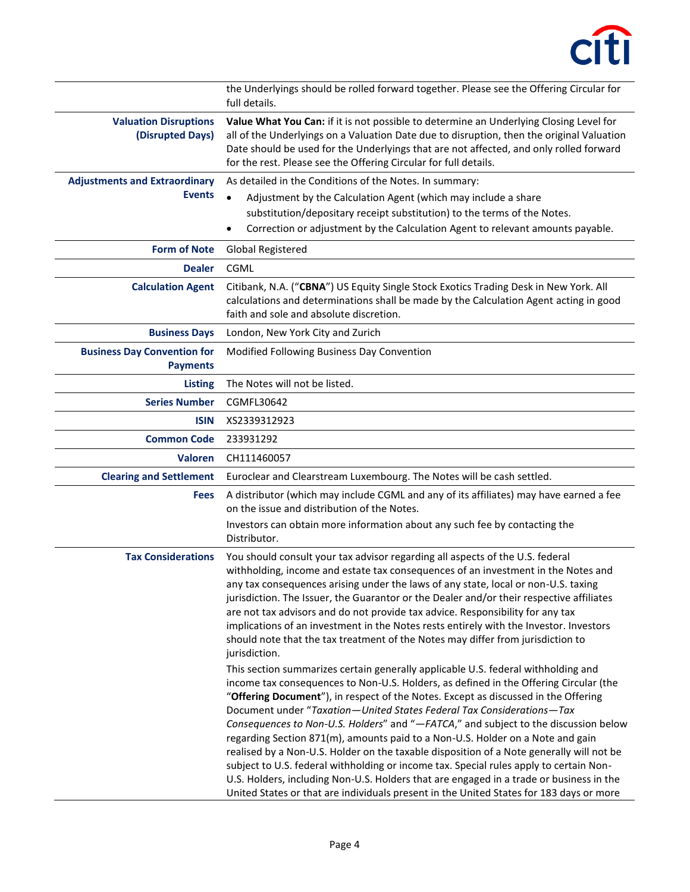| | |
|---|---|
| | the Underlyings should be rolled forward together. Please see the Offering Circular for full details. |
| **Valuation Disruptions (Disrupted Days)** | **Value What You Can:** if it is not possible to determine an Underlying Closing Level for all of the Underlyings on a Valuation Date due to disruption, then the original Valuation Date should be used for the Underlyings that are not affected, and only rolled forward for the rest. Please see the Offering Circular for full details. |
| **Adjustments and Extraordinary Events** | As detailed in the Conditions of the Notes. In summary:<br>• Adjustment by the Calculation Agent (which may include a share substitution/depositary receipt substitution) to the terms of the Notes.<br>• Correction or adjustment by the Calculation Agent to relevant amounts payable. |
| **Form of Note** | Global Registered |
| **Dealer** | CGML |
| **Calculation Agent** | Citibank, N.A. ("**CBNA**") US Equity Single Stock Exotics Trading Desk in New York. All calculations and determinations shall be made by the Calculation Agent acting in good faith and sole and absolute discretion. |
| **Business Days** | London, New York City and Zurich |
| **Business Day Convention for Payments** | Modified Following Business Day Convention |
| **Listing** | The Notes will not be listed. |
| **Series Number** | CGMFL30642 |
| **ISIN** | XS2339312923 |
| **Common Code** | 233931292 |
| **Valoren** | CH111460057 |
| **Clearing and Settlement** | Euroclear and Clearstream Luxembourg. The Notes will be cash settled. |
| **Fees** | A distributor (which may include CGML and any of its affiliates) may have earned a fee on the issue and distribution of the Notes.<br>Investors can obtain more information about any such fee by contacting the Distributor. |
| **Tax Considerations** | You should consult your tax advisor regarding all aspects of the U.S. federal withholding, income and estate tax consequences of an investment in the Notes and any tax consequences arising under the laws of any state, local or non-U.S. taxing jurisdiction. The Issuer, the Guarantor or the Dealer and/or their respective affiliates are not tax advisors and do not provide tax advice. Responsibility for any tax implications of an investment in the Notes rests entirely with the Investor. Investors should note that the tax treatment of the Notes may differ from jurisdiction to jurisdiction.<br>This section summarizes certain generally applicable U.S. federal withholding and income tax consequences to Non-U.S. Holders, as defined in the Offering Circular (the "**Offering Document**"), in respect of the Notes. Except as discussed in the Offering Document under "*Taxation—United States Federal Tax Considerations—Tax Consequences to Non-U.S. Holders*" and "*—FATCA*," and subject to the discussion below regarding Section 871(m), amounts paid to a Non-U.S. Holder on a Note and gain realised by a Non-U.S. Holder on the taxable disposition of a Note generally will not be subject to U.S. federal withholding or income tax. Special rules apply to certain Non-U.S. Holders, including Non-U.S. Holders that are engaged in a trade or business in the United States or that are individuals present in the United States for 183 days or more |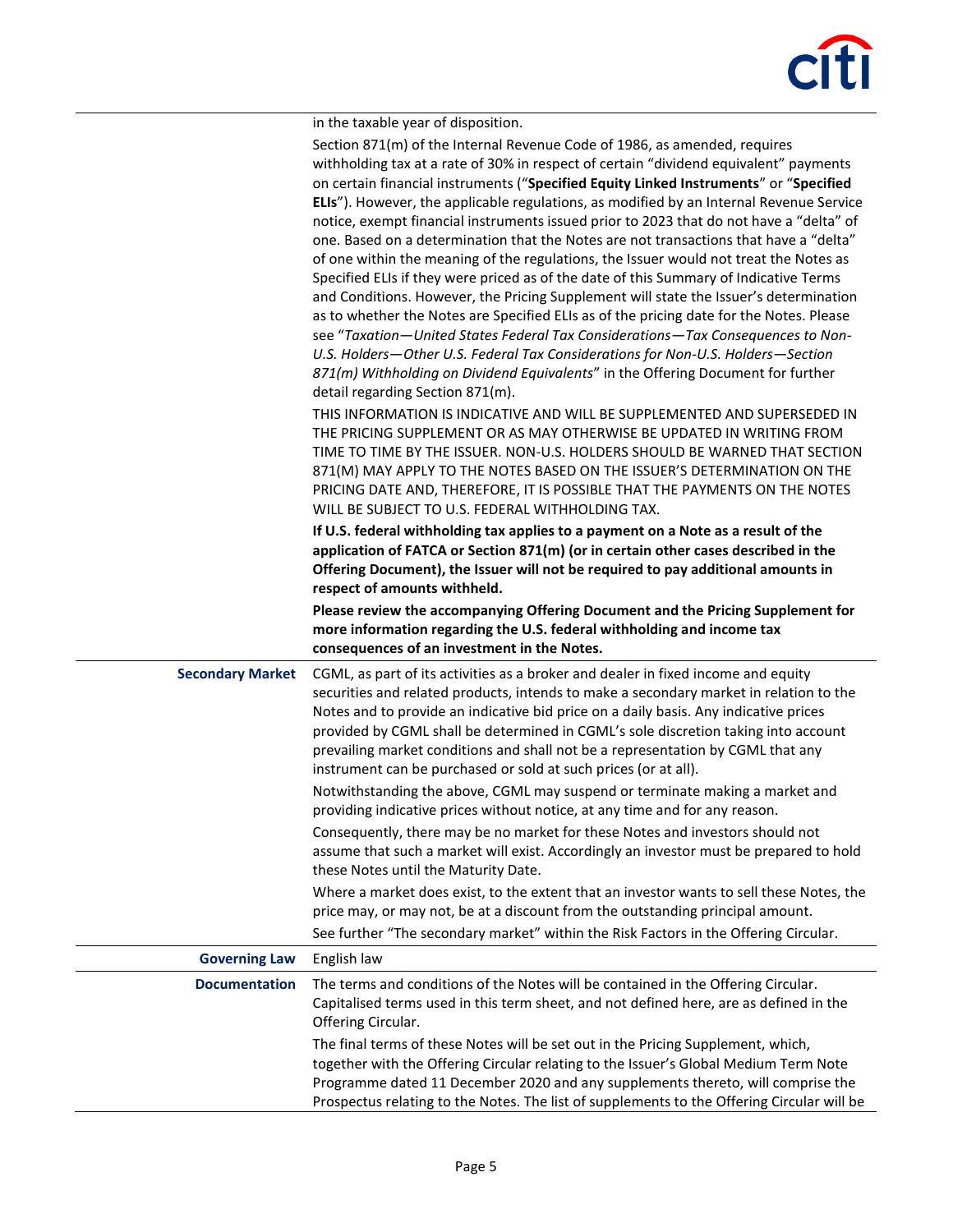| | |
|---|---|
| | in the taxable year of disposition.<br><br>Section 871(m) of the Internal Revenue Code of 1986, as amended, requires withholding tax at a rate of 30% in respect of certain "dividend equivalent" payments on certain financial instruments ("**Specified Equity Linked Instruments**" or "**Specified ELIs**"). However, the applicable regulations, as modified by an Internal Revenue Service notice, exempt financial instruments issued prior to 2023 that do not have a "delta" of one. Based on a determination that the Notes are not transactions that have a "delta" of one within the meaning of the regulations, the Issuer would not treat the Notes as Specified ELIs if they were priced as of the date of this Summary of Indicative Terms and Conditions. However, the Pricing Supplement will state the Issuer's determination as to whether the Notes are Specified ELIs as of the pricing date for the Notes. Please see "*Taxation—United States Federal Tax Considerations—Tax Consequences to Non-U.S. Holders—Other U.S. Federal Tax Considerations for Non-U.S. Holders—Section 871(m) Withholding on Dividend Equivalents*" in the Offering Document for further detail regarding Section 871(m).<br><br>THIS INFORMATION IS INDICATIVE AND WILL BE SUPPLEMENTED AND SUPERSEDED IN THE PRICING SUPPLEMENT OR AS MAY OTHERWISE BE UPDATED IN WRITING FROM TIME TO TIME BY THE ISSUER. NON-U.S. HOLDERS SHOULD BE WARNED THAT SECTION 871(M) MAY APPLY TO THE NOTES BASED ON THE ISSUER'S DETERMINATION ON THE PRICING DATE AND, THEREFORE, IT IS POSSIBLE THAT THE PAYMENTS ON THE NOTES WILL BE SUBJECT TO U.S. FEDERAL WITHHOLDING TAX.<br><br>**If U.S. federal withholding tax applies to a payment on a Note as a result of the application of FATCA or Section 871(m) (or in certain other cases described in the Offering Document), the Issuer will not be required to pay additional amounts in respect of amounts withheld.**<br><br>**Please review the accompanying Offering Document and the Pricing Supplement for more information regarding the U.S. federal withholding and income tax consequences of an investment in the Notes.** |
| **Secondary Market** | CGML, as part of its activities as a broker and dealer in fixed income and equity securities and related products, intends to make a secondary market in relation to the Notes and to provide an indicative bid price on a daily basis. Any indicative prices provided by CGML shall be determined in CGML's sole discretion taking into account prevailing market conditions and shall not be a representation by CGML that any instrument can be purchased or sold at such prices (or at all).<br><br>Notwithstanding the above, CGML may suspend or terminate making a market and providing indicative prices without notice, at any time and for any reason.<br><br>Consequently, there may be no market for these Notes and investors should not assume that such a market will exist. Accordingly an investor must be prepared to hold these Notes until the Maturity Date.<br><br>Where a market does exist, to the extent that an investor wants to sell these Notes, the price may, or may not, be at a discount from the outstanding principal amount.<br><br>See further "The secondary market" within the Risk Factors in the Offering Circular. |
| **Governing Law** | English law |
| **Documentation** | The terms and conditions of the Notes will be contained in the Offering Circular. Capitalised terms used in this term sheet, and not defined here, are as defined in the Offering Circular.<br><br>The final terms of these Notes will be set out in the Pricing Supplement, which, together with the Offering Circular relating to the Issuer's Global Medium Term Note Programme dated 11 December 2020 and any supplements thereto, will comprise the Prospectus relating to the Notes. The list of supplements to the Offering Circular will be |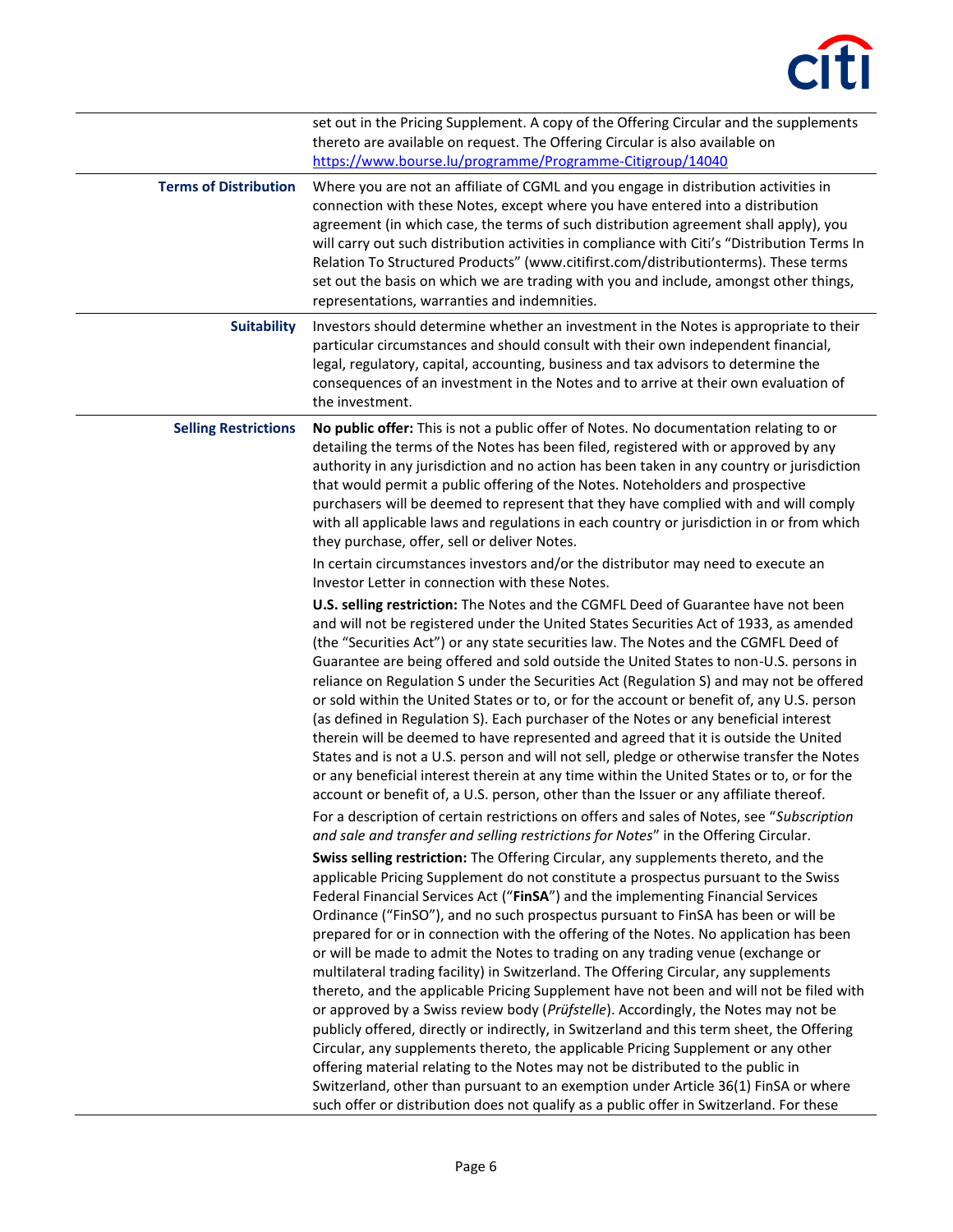| | |
|---|---|
| | set out in the Pricing Supplement. A copy of the Offering Circular and the supplements thereto are available on request. The Offering Circular is also available on https://www.bourse.lu/programme/Programme-Citigroup/14040 |
| **Terms of Distribution** | Where you are not an affiliate of CGML and you engage in distribution activities in connection with these Notes, except where you have entered into a distribution agreement (in which case, the terms of such distribution agreement shall apply), you will carry out such distribution activities in compliance with Citi's "Distribution Terms In Relation To Structured Products" (www.citifirst.com/distributionterms). These terms set out the basis on which we are trading with you and include, amongst other things, representations, warranties and indemnities. |
| **Suitability** | Investors should determine whether an investment in the Notes is appropriate to their particular circumstances and should consult with their own independent financial, legal, regulatory, capital, accounting, business and tax advisors to determine the consequences of an investment in the Notes and to arrive at their own evaluation of the investment. |
| **Selling Restrictions** | **No public offer:** This is not a public offer of Notes. No documentation relating to or detailing the terms of the Notes has been filed, registered with or approved by any authority in any jurisdiction and no action has been taken in any country or jurisdiction that would permit a public offering of the Notes. Noteholders and prospective purchasers will be deemed to represent that they have complied with and will comply with all applicable laws and regulations in each country or jurisdiction in or from which they purchase, offer, sell or deliver Notes.<br><br>In certain circumstances investors and/or the distributor may need to execute an Investor Letter in connection with these Notes.<br><br>**U.S. selling restriction:** The Notes and the CGMFL Deed of Guarantee have not been and will not be registered under the United States Securities Act of 1933, as amended (the "Securities Act") or any state securities law. The Notes and the CGMFL Deed of Guarantee are being offered and sold outside the United States to non-U.S. persons in reliance on Regulation S under the Securities Act (Regulation S) and may not be offered or sold within the United States or to, or for the account or benefit of, any U.S. person (as defined in Regulation S). Each purchaser of the Notes or any beneficial interest therein will be deemed to have represented and agreed that it is outside the United States and is not a U.S. person and will not sell, pledge or otherwise transfer the Notes or any beneficial interest therein at any time within the United States or to, or for the account or benefit of, a U.S. person, other than the Issuer or any affiliate thereof.<br><br>For a description of certain restrictions on offers and sales of Notes, see "*Subscription and sale and transfer and selling restrictions for Notes*" in the Offering Circular.<br><br>**Swiss selling restriction:** The Offering Circular, any supplements thereto, and the applicable Pricing Supplement do not constitute a prospectus pursuant to the Swiss Federal Financial Services Act ("**FinSA**") and the implementing Financial Services Ordinance ("FinSO"), and no such prospectus pursuant to FinSA has been or will be prepared for or in connection with the offering of the Notes. No application has been or will be made to admit the Notes to trading on any trading venue (exchange or multilateral trading facility) in Switzerland. The Offering Circular, any supplements thereto, and the applicable Pricing Supplement have not been and will not be filed with or approved by a Swiss review body (*Prüfstelle*). Accordingly, the Notes may not be publicly offered, directly or indirectly, in Switzerland and this term sheet, the Offering Circular, any supplements thereto, the applicable Pricing Supplement or any other offering material relating to the Notes may not be distributed to the public in Switzerland, other than pursuant to an exemption under Article 36(1) FinSA or where such offer or distribution does not qualify as a public offer in Switzerland. For these |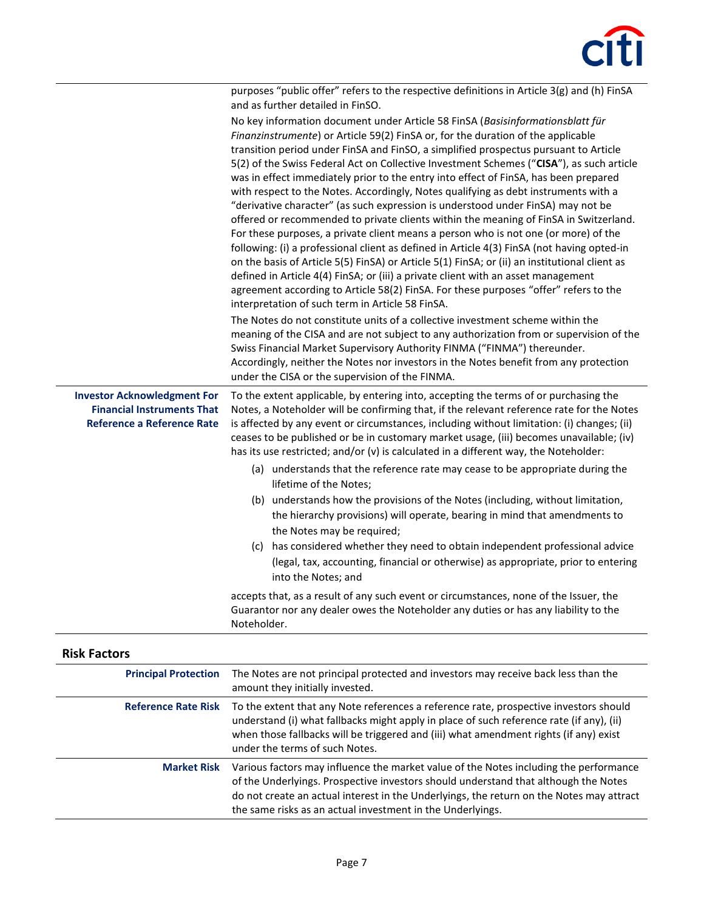| | |
|---|---|
| | purposes "public offer" refers to the respective definitions in Article 3(g) and (h) FinSA and as further detailed in FinSO.<br><br>No key information document under Article 58 FinSA (*Basisinformationsblatt für Finanzinstrumente*) or Article 59(2) FinSA or, for the duration of the applicable transition period under FinSA and FinSO, a simplified prospectus pursuant to Article 5(2) of the Swiss Federal Act on Collective Investment Schemes ("**CISA**"), as such article was in effect immediately prior to the entry into effect of FinSA, has been prepared with respect to the Notes. Accordingly, Notes qualifying as debt instruments with a "derivative character" (as such expression is understood under FinSA) may not be offered or recommended to private clients within the meaning of FinSA in Switzerland. For these purposes, a private client means a person who is not one (or more) of the following: (i) a professional client as defined in Article 4(3) FinSA (not having opted-in on the basis of Article 5(5) FinSA) or Article 5(1) FinSA; or (ii) an institutional client as defined in Article 4(4) FinSA; or (iii) a private client with an asset management agreement according to Article 58(2) FinSA. For these purposes "offer" refers to the interpretation of such term in Article 58 FinSA.<br><br>The Notes do not constitute units of a collective investment scheme within the meaning of the CISA and are not subject to any authorization from or supervision of the Swiss Financial Market Supervisory Authority FINMA ("FINMA") thereunder. Accordingly, neither the Notes nor investors in the Notes benefit from any protection under the CISA or the supervision of the FINMA. |
| **Investor Acknowledgment For Financial Instruments That Reference a Reference Rate** | To the extent applicable, by entering into, accepting the terms of or purchasing the Notes, a Noteholder will be confirming that, if the relevant reference rate for the Notes is affected by any event or circumstances, including without limitation: (i) changes; (ii) ceases to be published or be in customary market usage, (iii) becomes unavailable; (iv) has its use restricted; and/or (v) is calculated in a different way, the Noteholder:<br><br>(a) understands that the reference rate may cease to be appropriate during the lifetime of the Notes;<br>(b) understands how the provisions of the Notes (including, without limitation, the hierarchy provisions) will operate, bearing in mind that amendments to the Notes may be required;<br>(c) has considered whether they need to obtain independent professional advice (legal, tax, accounting, financial or otherwise) as appropriate, prior to entering into the Notes; and<br><br>accepts that, as a result of any such event or circumstances, none of the Issuer, the Guarantor nor any dealer owes the Noteholder any duties or has any liability to the Noteholder. |

## Risk Factors

| | |
|---|---|
| **Principal Protection** | The Notes are not principal protected and investors may receive back less than the amount they initially invested. |
| **Reference Rate Risk** | To the extent that any Note references a reference rate, prospective investors should understand (i) what fallbacks might apply in place of such reference rate (if any), (ii) when those fallbacks will be triggered and (iii) what amendment rights (if any) exist under the terms of such Notes. |
| **Market Risk** | Various factors may influence the market value of the Notes including the performance of the Underlyings. Prospective investors should understand that although the Notes do not create an actual interest in the Underlyings, the return on the Notes may attract the same risks as an actual investment in the Underlyings. |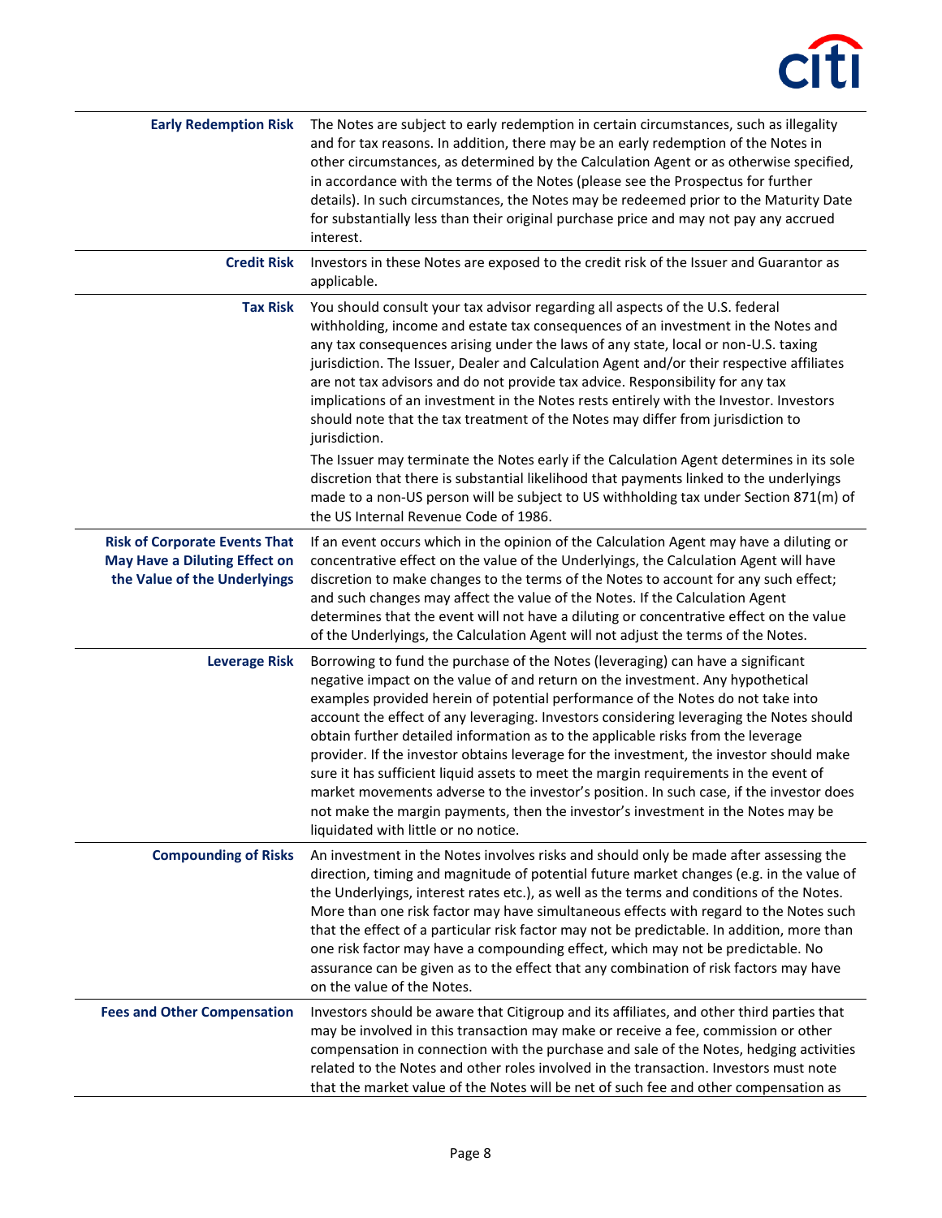| | |
|---|---|
| **Early Redemption Risk** | The Notes are subject to early redemption in certain circumstances, such as illegality and for tax reasons. In addition, there may be an early redemption of the Notes in other circumstances, as determined by the Calculation Agent or as otherwise specified, in accordance with the terms of the Notes (please see the Prospectus for further details). In such circumstances, the Notes may be redeemed prior to the Maturity Date for substantially less than their original purchase price and may not pay any accrued interest. |
| **Credit Risk** | Investors in these Notes are exposed to the credit risk of the Issuer and Guarantor as applicable. |
| **Tax Risk** | You should consult your tax advisor regarding all aspects of the U.S. federal withholding, income and estate tax consequences of an investment in the Notes and any tax consequences arising under the laws of any state, local or non-U.S. taxing jurisdiction. The Issuer, Dealer and Calculation Agent and/or their respective affiliates are not tax advisors and do not provide tax advice. Responsibility for any tax implications of an investment in the Notes rests entirely with the Investor. Investors should note that the tax treatment of the Notes may differ from jurisdiction to jurisdiction.<br>The Issuer may terminate the Notes early if the Calculation Agent determines in its sole discretion that there is substantial likelihood that payments linked to the underlyings made to a non-US person will be subject to US withholding tax under Section 871(m) of the US Internal Revenue Code of 1986. |
| **Risk of Corporate Events That May Have a Diluting Effect on the Value of the Underlyings** | If an event occurs which in the opinion of the Calculation Agent may have a diluting or concentrative effect on the value of the Underlyings, the Calculation Agent will have discretion to make changes to the terms of the Notes to account for any such effect; and such changes may affect the value of the Notes. If the Calculation Agent determines that the event will not have a diluting or concentrative effect on the value of the Underlyings, the Calculation Agent will not adjust the terms of the Notes. |
| **Leverage Risk** | Borrowing to fund the purchase of the Notes (leveraging) can have a significant negative impact on the value of and return on the investment. Any hypothetical examples provided herein of potential performance of the Notes do not take into account the effect of any leveraging. Investors considering leveraging the Notes should obtain further detailed information as to the applicable risks from the leverage provider. If the investor obtains leverage for the investment, the investor should make sure it has sufficient liquid assets to meet the margin requirements in the event of market movements adverse to the investor's position. In such case, if the investor does not make the margin payments, then the investor's investment in the Notes may be liquidated with little or no notice. |
| **Compounding of Risks** | An investment in the Notes involves risks and should only be made after assessing the direction, timing and magnitude of potential future market changes (e.g. in the value of the Underlyings, interest rates etc.), as well as the terms and conditions of the Notes. More than one risk factor may have simultaneous effects with regard to the Notes such that the effect of a particular risk factor may not be predictable. In addition, more than one risk factor may have a compounding effect, which may not be predictable. No assurance can be given as to the effect that any combination of risk factors may have on the value of the Notes. |
| **Fees and Other Compensation** | Investors should be aware that Citigroup and its affiliates, and other third parties that may be involved in this transaction may make or receive a fee, commission or other compensation in connection with the purchase and sale of the Notes, hedging activities related to the Notes and other roles involved in the transaction. Investors must note that the market value of the Notes will be net of such fee and other compensation as |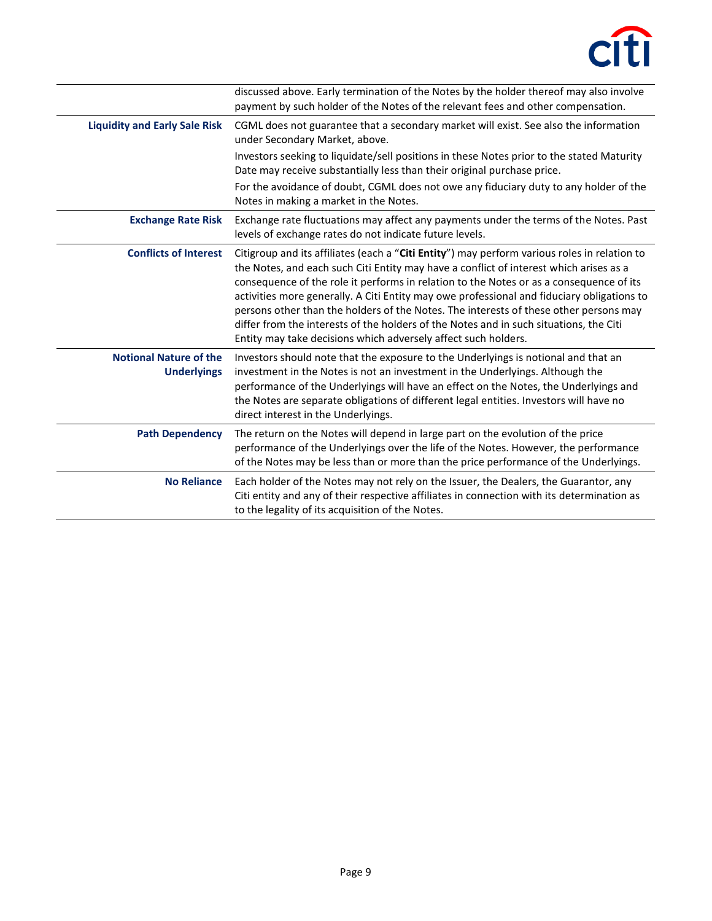| | |
|---|---|
| | discussed above. Early termination of the Notes by the holder thereof may also involve payment by such holder of the Notes of the relevant fees and other compensation. |
| **Liquidity and Early Sale Risk** | CGML does not guarantee that a secondary market will exist. See also the information under Secondary Market, above.<br>Investors seeking to liquidate/sell positions in these Notes prior to the stated Maturity Date may receive substantially less than their original purchase price.<br>For the avoidance of doubt, CGML does not owe any fiduciary duty to any holder of the Notes in making a market in the Notes. |
| **Exchange Rate Risk** | Exchange rate fluctuations may affect any payments under the terms of the Notes. Past levels of exchange rates do not indicate future levels. |
| **Conflicts of Interest** | Citigroup and its affiliates (each a "**Citi Entity**") may perform various roles in relation to the Notes, and each such Citi Entity may have a conflict of interest which arises as a consequence of the role it performs in relation to the Notes or as a consequence of its activities more generally. A Citi Entity may owe professional and fiduciary obligations to persons other than the holders of the Notes. The interests of these other persons may differ from the interests of the holders of the Notes and in such situations, the Citi Entity may take decisions which adversely affect such holders. |
| **Notional Nature of the Underlyings** | Investors should note that the exposure to the Underlyings is notional and that an investment in the Notes is not an investment in the Underlyings. Although the performance of the Underlyings will have an effect on the Notes, the Underlyings and the Notes are separate obligations of different legal entities. Investors will have no direct interest in the Underlyings. |
| **Path Dependency** | The return on the Notes will depend in large part on the evolution of the price performance of the Underlyings over the life of the Notes. However, the performance of the Notes may be less than or more than the price performance of the Underlyings. |
| **No Reliance** | Each holder of the Notes may not rely on the Issuer, the Dealers, the Guarantor, any Citi entity and any of their respective affiliates in connection with its determination as to the legality of its acquisition of the Notes. |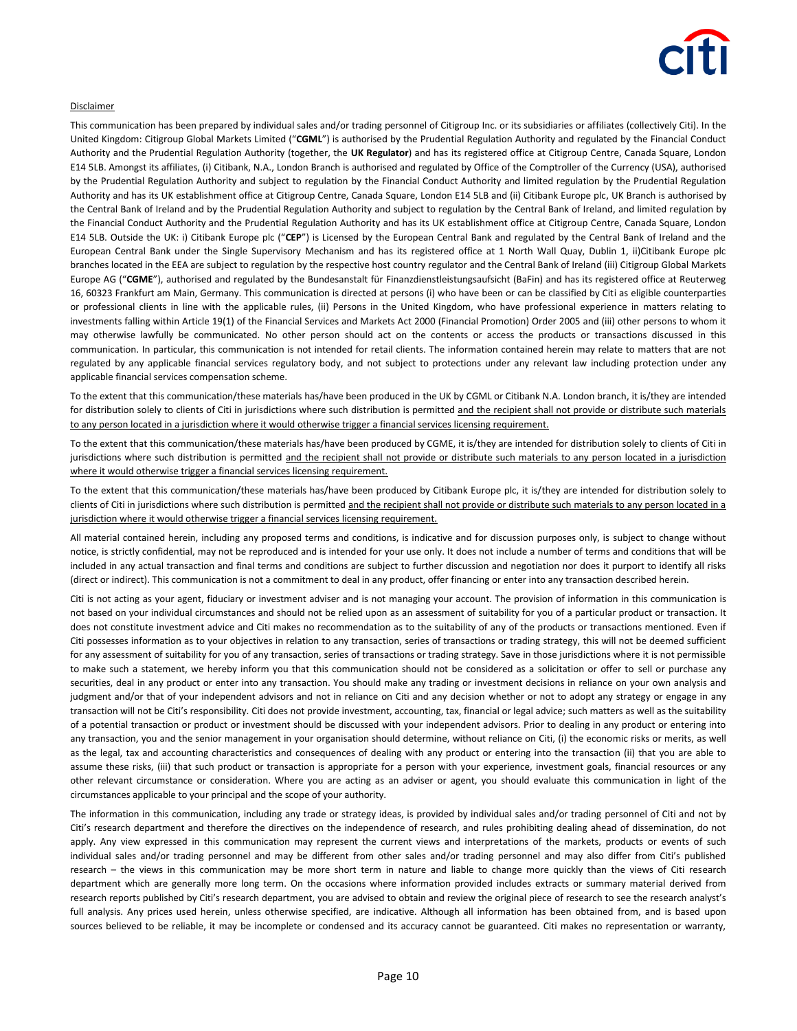Disclaimer

This communication has been prepared by individual sales and/or trading personnel of Citigroup Inc. or its subsidiaries or affiliates (collectively Citi). In the United Kingdom: Citigroup Global Markets Limited ("**CGML**") is authorised by the Prudential Regulation Authority and regulated by the Financial Conduct Authority and the Prudential Regulation Authority (together, the **UK Regulator**) and has its registered office at Citigroup Centre, Canada Square, London E14 5LB. Amongst its affiliates, (i) Citibank, N.A., London Branch is authorised and regulated by Office of the Comptroller of the Currency (USA), authorised by the Prudential Regulation Authority and subject to regulation by the Financial Conduct Authority and limited regulation by the Prudential Regulation Authority and has its UK establishment office at Citigroup Centre, Canada Square, London E14 5LB and (ii) Citibank Europe plc, UK Branch is authorised by the Central Bank of Ireland and by the Prudential Regulation Authority and subject to regulation by the Central Bank of Ireland, and limited regulation by the Financial Conduct Authority and the Prudential Regulation Authority and has its UK establishment office at Citigroup Centre, Canada Square, London E14 5LB. Outside the UK: i) Citibank Europe plc ("**CEP**") is Licensed by the European Central Bank and regulated by the Central Bank of Ireland and the European Central Bank under the Single Supervisory Mechanism and has its registered office at 1 North Wall Quay, Dublin 1, ii)Citibank Europe plc branches located in the EEA are subject to regulation by the respective host country regulator and the Central Bank of Ireland (iii) Citigroup Global Markets Europe AG ("**CGME**"), authorised and regulated by the Bundesanstalt für Finanzdienstleistungsaufsicht (BaFin) and has its registered office at Reuterweg 16, 60323 Frankfurt am Main, Germany. This communication is directed at persons (i) who have been or can be classified by Citi as eligible counterparties or professional clients in line with the applicable rules, (ii) Persons in the United Kingdom, who have professional experience in matters relating to investments falling within Article 19(1) of the Financial Services and Markets Act 2000 (Financial Promotion) Order 2005 and (iii) other persons to whom it may otherwise lawfully be communicated. No other person should act on the contents or access the products or transactions discussed in this communication. In particular, this communication is not intended for retail clients. The information contained herein may relate to matters that are not regulated by any applicable financial services regulatory body, and not subject to protections under any relevant law including protection under any applicable financial services compensation scheme.

To the extent that this communication/these materials has/have been produced in the UK by CGML or Citibank N.A. London branch, it is/they are intended for distribution solely to clients of Citi in jurisdictions where such distribution is permitted and the recipient shall not provide or distribute such materials to any person located in a jurisdiction where it would otherwise trigger a financial services licensing requirement.

To the extent that this communication/these materials has/have been produced by CGME, it is/they are intended for distribution solely to clients of Citi in jurisdictions where such distribution is permitted and the recipient shall not provide or distribute such materials to any person located in a jurisdiction where it would otherwise trigger a financial services licensing requirement.

To the extent that this communication/these materials has/have been produced by Citibank Europe plc, it is/they are intended for distribution solely to clients of Citi in jurisdictions where such distribution is permitted and the recipient shall not provide or distribute such materials to any person located in a jurisdiction where it would otherwise trigger a financial services licensing requirement.

All material contained herein, including any proposed terms and conditions, is indicative and for discussion purposes only, is subject to change without notice, is strictly confidential, may not be reproduced and is intended for your use only. It does not include a number of terms and conditions that will be included in any actual transaction and final terms and conditions are subject to further discussion and negotiation nor does it purport to identify all risks (direct or indirect). This communication is not a commitment to deal in any product, offer financing or enter into any transaction described herein.

Citi is not acting as your agent, fiduciary or investment adviser and is not managing your account. The provision of information in this communication is not based on your individual circumstances and should not be relied upon as an assessment of suitability for you of a particular product or transaction. It does not constitute investment advice and Citi makes no recommendation as to the suitability of any of the products or transactions mentioned. Even if Citi possesses information as to your objectives in relation to any transaction, series of transactions or trading strategy, this will not be deemed sufficient for any assessment of suitability for you of any transaction, series of transactions or trading strategy. Save in those jurisdictions where it is not permissible to make such a statement, we hereby inform you that this communication should not be considered as a solicitation or offer to sell or purchase any securities, deal in any product or enter into any transaction. You should make any trading or investment decisions in reliance on your own analysis and judgment and/or that of your independent advisors and not in reliance on Citi and any decision whether or not to adopt any strategy or engage in any transaction will not be Citi's responsibility. Citi does not provide investment, accounting, tax, financial or legal advice; such matters as well as the suitability of a potential transaction or product or investment should be discussed with your independent advisors. Prior to dealing in any product or entering into any transaction, you and the senior management in your organisation should determine, without reliance on Citi, (i) the economic risks or merits, as well as the legal, tax and accounting characteristics and consequences of dealing with any product or entering into the transaction (ii) that you are able to assume these risks, (iii) that such product or transaction is appropriate for a person with your experience, investment goals, financial resources or any other relevant circumstance or consideration. Where you are acting as an adviser or agent, you should evaluate this communication in light of the circumstances applicable to your principal and the scope of your authority.

The information in this communication, including any trade or strategy ideas, is provided by individual sales and/or trading personnel of Citi and not by Citi's research department and therefore the directives on the independence of research, and rules prohibiting dealing ahead of dissemination, do not apply. Any view expressed in this communication may represent the current views and interpretations of the markets, products or events of such individual sales and/or trading personnel and may be different from other sales and/or trading personnel and may also differ from Citi's published research – the views in this communication may be more short term in nature and liable to change more quickly than the views of Citi research department which are generally more long term. On the occasions where information provided includes extracts or summary material derived from research reports published by Citi's research department, you are advised to obtain and review the original piece of research to see the research analyst's full analysis. Any prices used herein, unless otherwise specified, are indicative. Although all information has been obtained from, and is based upon sources believed to be reliable, it may be incomplete or condensed and its accuracy cannot be guaranteed. Citi makes no representation or warranty,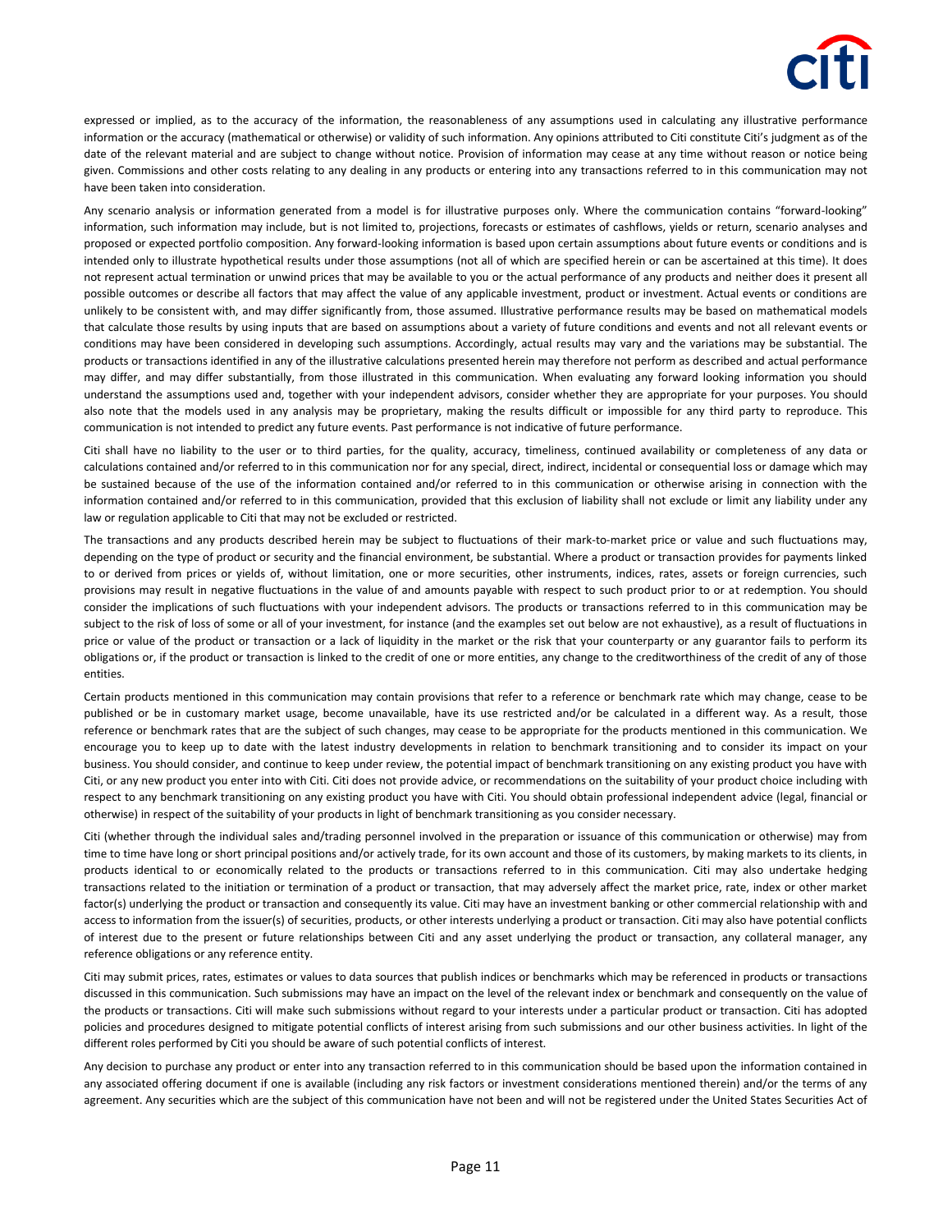expressed or implied, as to the accuracy of the information, the reasonableness of any assumptions used in calculating any illustrative performance information or the accuracy (mathematical or otherwise) or validity of such information. Any opinions attributed to Citi constitute Citi's judgment as of the date of the relevant material and are subject to change without notice. Provision of information may cease at any time without reason or notice being given. Commissions and other costs relating to any dealing in any products or entering into any transactions referred to in this communication may not have been taken into consideration.

Any scenario analysis or information generated from a model is for illustrative purposes only. Where the communication contains "forward-looking" information, such information may include, but is not limited to, projections, forecasts or estimates of cashflows, yields or return, scenario analyses and proposed or expected portfolio composition. Any forward-looking information is based upon certain assumptions about future events or conditions and is intended only to illustrate hypothetical results under those assumptions (not all of which are specified herein or can be ascertained at this time). It does not represent actual termination or unwind prices that may be available to you or the actual performance of any products and neither does it present all possible outcomes or describe all factors that may affect the value of any applicable investment, product or investment. Actual events or conditions are unlikely to be consistent with, and may differ significantly from, those assumed. Illustrative performance results may be based on mathematical models that calculate those results by using inputs that are based on assumptions about a variety of future conditions and events and not all relevant events or conditions may have been considered in developing such assumptions. Accordingly, actual results may vary and the variations may be substantial. The products or transactions identified in any of the illustrative calculations presented herein may therefore not perform as described and actual performance may differ, and may differ substantially, from those illustrated in this communication. When evaluating any forward looking information you should understand the assumptions used and, together with your independent advisors, consider whether they are appropriate for your purposes. You should also note that the models used in any analysis may be proprietary, making the results difficult or impossible for any third party to reproduce. This communication is not intended to predict any future events. Past performance is not indicative of future performance.

Citi shall have no liability to the user or to third parties, for the quality, accuracy, timeliness, continued availability or completeness of any data or calculations contained and/or referred to in this communication nor for any special, direct, indirect, incidental or consequential loss or damage which may be sustained because of the use of the information contained and/or referred to in this communication or otherwise arising in connection with the information contained and/or referred to in this communication, provided that this exclusion of liability shall not exclude or limit any liability under any law or regulation applicable to Citi that may not be excluded or restricted.

The transactions and any products described herein may be subject to fluctuations of their mark-to-market price or value and such fluctuations may, depending on the type of product or security and the financial environment, be substantial. Where a product or transaction provides for payments linked to or derived from prices or yields of, without limitation, one or more securities, other instruments, indices, rates, assets or foreign currencies, such provisions may result in negative fluctuations in the value of and amounts payable with respect to such product prior to or at redemption. You should consider the implications of such fluctuations with your independent advisors. The products or transactions referred to in this communication may be subject to the risk of loss of some or all of your investment, for instance (and the examples set out below are not exhaustive), as a result of fluctuations in price or value of the product or transaction or a lack of liquidity in the market or the risk that your counterparty or any guarantor fails to perform its obligations or, if the product or transaction is linked to the credit of one or more entities, any change to the creditworthiness of the credit of any of those entities.

Certain products mentioned in this communication may contain provisions that refer to a reference or benchmark rate which may change, cease to be published or be in customary market usage, become unavailable, have its use restricted and/or be calculated in a different way. As a result, those reference or benchmark rates that are the subject of such changes, may cease to be appropriate for the products mentioned in this communication. We encourage you to keep up to date with the latest industry developments in relation to benchmark transitioning and to consider its impact on your business. You should consider, and continue to keep under review, the potential impact of benchmark transitioning on any existing product you have with Citi, or any new product you enter into with Citi. Citi does not provide advice, or recommendations on the suitability of your product choice including with respect to any benchmark transitioning on any existing product you have with Citi. You should obtain professional independent advice (legal, financial or otherwise) in respect of the suitability of your products in light of benchmark transitioning as you consider necessary.

Citi (whether through the individual sales and/trading personnel involved in the preparation or issuance of this communication or otherwise) may from time to time have long or short principal positions and/or actively trade, for its own account and those of its customers, by making markets to its clients, in products identical to or economically related to the products or transactions referred to in this communication. Citi may also undertake hedging transactions related to the initiation or termination of a product or transaction, that may adversely affect the market price, rate, index or other market factor(s) underlying the product or transaction and consequently its value. Citi may have an investment banking or other commercial relationship with and access to information from the issuer(s) of securities, products, or other interests underlying a product or transaction. Citi may also have potential conflicts of interest due to the present or future relationships between Citi and any asset underlying the product or transaction, any collateral manager, any reference obligations or any reference entity.

Citi may submit prices, rates, estimates or values to data sources that publish indices or benchmarks which may be referenced in products or transactions discussed in this communication. Such submissions may have an impact on the level of the relevant index or benchmark and consequently on the value of the products or transactions. Citi will make such submissions without regard to your interests under a particular product or transaction. Citi has adopted policies and procedures designed to mitigate potential conflicts of interest arising from such submissions and our other business activities. In light of the different roles performed by Citi you should be aware of such potential conflicts of interest.

Any decision to purchase any product or enter into any transaction referred to in this communication should be based upon the information contained in any associated offering document if one is available (including any risk factors or investment considerations mentioned therein) and/or the terms of any agreement. Any securities which are the subject of this communication have not been and will not be registered under the United States Securities Act of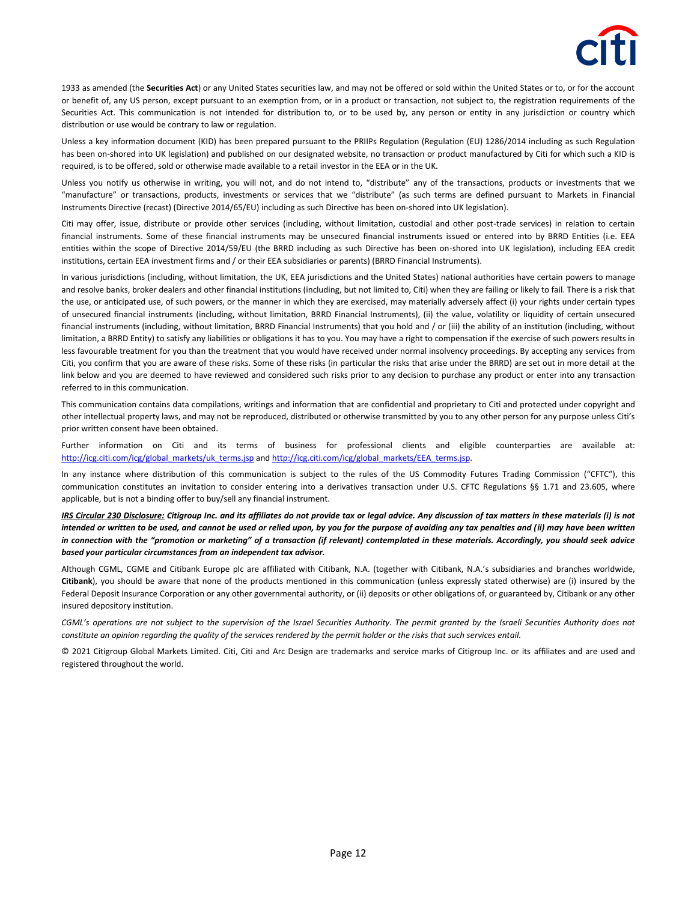1933 as amended (the **Securities Act**) or any United States securities law, and may not be offered or sold within the United States or to, or for the account or benefit of, any US person, except pursuant to an exemption from, or in a product or transaction, not subject to, the registration requirements of the Securities Act. This communication is not intended for distribution to, or to be used by, any person or entity in any jurisdiction or country which distribution or use would be contrary to law or regulation.

Unless a key information document (KID) has been prepared pursuant to the PRIIPs Regulation (Regulation (EU) 1286/2014 including as such Regulation has been on-shored into UK legislation) and published on our designated website, no transaction or product manufactured by Citi for which such a KID is required, is to be offered, sold or otherwise made available to a retail investor in the EEA or in the UK.

Unless you notify us otherwise in writing, you will not, and do not intend to, "distribute" any of the transactions, products or investments that we "manufacture" or transactions, products, investments or services that we "distribute" (as such terms are defined pursuant to Markets in Financial Instruments Directive (recast) (Directive 2014/65/EU) including as such Directive has been on-shored into UK legislation).

Citi may offer, issue, distribute or provide other services (including, without limitation, custodial and other post-trade services) in relation to certain financial instruments. Some of these financial instruments may be unsecured financial instruments issued or entered into by BRRD Entities (i.e. EEA entities within the scope of Directive 2014/59/EU (the BRRD including as such Directive has been on-shored into UK legislation), including EEA credit institutions, certain EEA investment firms and / or their EEA subsidiaries or parents) (BRRD Financial Instruments).

In various jurisdictions (including, without limitation, the UK, EEA jurisdictions and the United States) national authorities have certain powers to manage and resolve banks, broker dealers and other financial institutions (including, but not limited to, Citi) when they are failing or likely to fail. There is a risk that the use, or anticipated use, of such powers, or the manner in which they are exercised, may materially adversely affect (i) your rights under certain types of unsecured financial instruments (including, without limitation, BRRD Financial Instruments), (ii) the value, volatility or liquidity of certain unsecured financial instruments (including, without limitation, BRRD Financial Instruments) that you hold and / or (iii) the ability of an institution (including, without limitation, a BRRD Entity) to satisfy any liabilities or obligations it has to you. You may have a right to compensation if the exercise of such powers results in less favourable treatment for you than the treatment that you would have received under normal insolvency proceedings. By accepting any services from Citi, you confirm that you are aware of these risks. Some of these risks (in particular the risks that arise under the BRRD) are set out in more detail at the link below and you are deemed to have reviewed and considered such risks prior to any decision to purchase any product or enter into any transaction referred to in this communication.

This communication contains data compilations, writings and information that are confidential and proprietary to Citi and protected under copyright and other intellectual property laws, and may not be reproduced, distributed or otherwise transmitted by you to any other person for any purpose unless Citi's prior written consent have been obtained.

Further information on Citi and its terms of business for professional clients and eligible counterparties are available at: http://icg.citi.com/icg/global_markets/uk_terms.jsp and http://icg.citi.com/icg/global_markets/EEA_terms.jsp.

In any instance where distribution of this communication is subject to the rules of the US Commodity Futures Trading Commission ("CFTC"), this communication constitutes an invitation to consider entering into a derivatives transaction under U.S. CFTC Regulations §§ 1.71 and 23.605, where applicable, but is not a binding offer to buy/sell any financial instrument.

***IRS Circular 230 Disclosure:*** ***Citigroup Inc. and its affiliates do not provide tax or legal advice. Any discussion of tax matters in these materials (i) is not intended or written to be used, and cannot be used or relied upon, by you for the purpose of avoiding any tax penalties and (ii) may have been written in connection with the "promotion or marketing" of a transaction (if relevant) contemplated in these materials. Accordingly, you should seek advice based your particular circumstances from an independent tax advisor.***

Although CGML, CGME and Citibank Europe plc are affiliated with Citibank, N.A. (together with Citibank, N.A.'s subsidiaries and branches worldwide, **Citibank**), you should be aware that none of the products mentioned in this communication (unless expressly stated otherwise) are (i) insured by the Federal Deposit Insurance Corporation or any other governmental authority, or (ii) deposits or other obligations of, or guaranteed by, Citibank or any other insured depository institution.

*CGML's operations are not subject to the supervision of the Israel Securities Authority. The permit granted by the Israeli Securities Authority does not constitute an opinion regarding the quality of the services rendered by the permit holder or the risks that such services entail.*

© 2021 Citigroup Global Markets Limited. Citi, Citi and Arc Design are trademarks and service marks of Citigroup Inc. or its affiliates and are used and registered throughout the world.